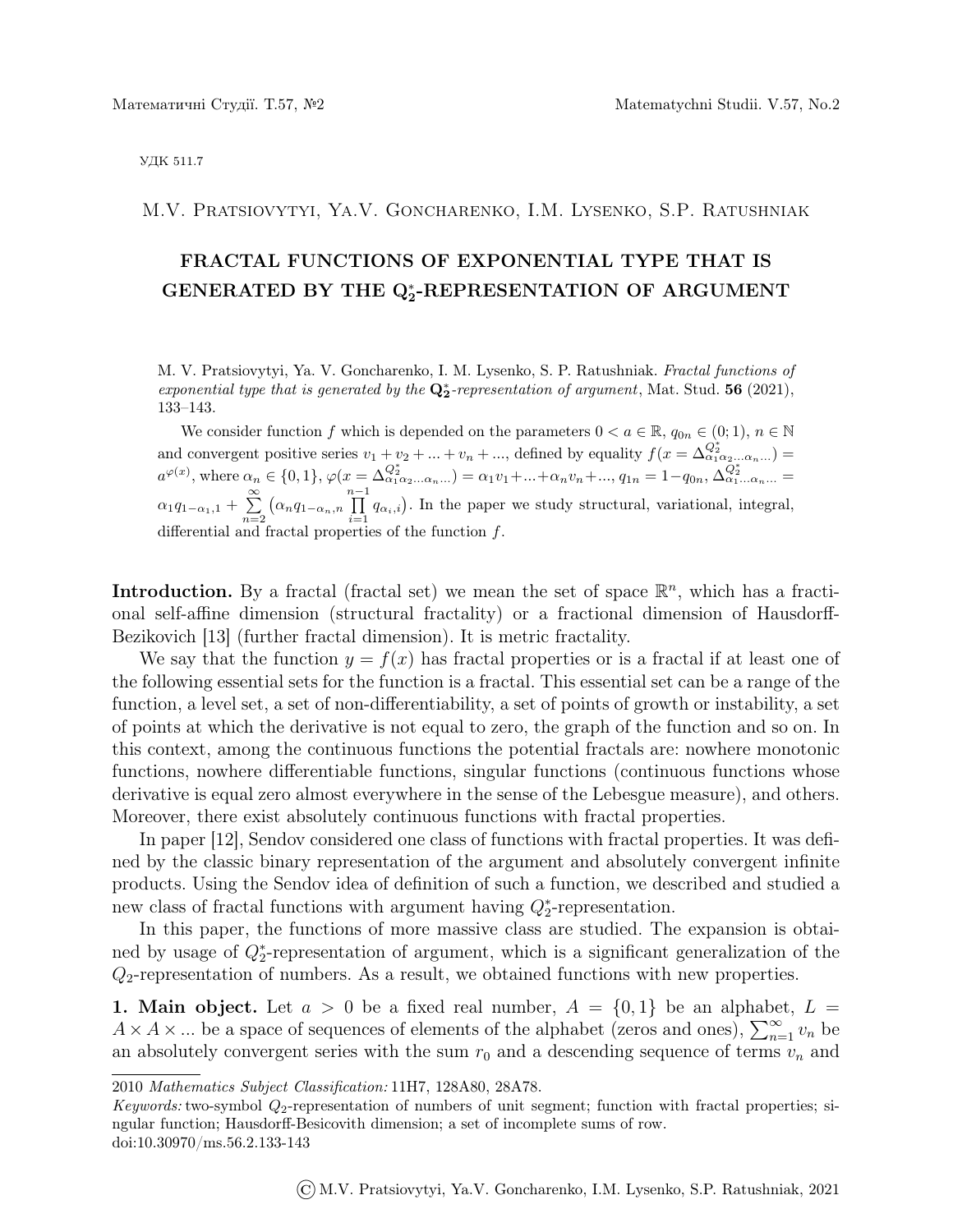УДК 511.7

M.V. Pratsiovytyi, Ya.V. Goncharenko, I.M. Lysenko, S.P. Ratushniak

# FRACTAL FUNCTIONS OF EXPONENTIAL TYPE THAT IS GENERATED BY THE $\mathbf{Q_2^*}$-REPRESENTATION OF ARGUMENT

M. V. Pratsiovytyi, Ya. V. Goncharenko, I. M. Lysenko, S. P. Ratushniak. *Fractal functions of exponential type that is generated by the* $\mathbf{Q_2^*}$*-representation of argument*, Mat. Stud. **56** (2021), 133–143.

We consider function $f$ which is depended on the parameters $0 < a \in \mathbb{R}$, $q_{0n} \in (0;1)$, $n \in \mathbb{N}$ and convergent positive series $v_1 + v_2 + ... + v_n + ...$, defined by equality $f(x = \Delta^{Q_2^*}_{\alpha_1\alpha_2...\alpha_n...}) = a^{\varphi(x)}$, where $\alpha_n \in \{0,1\}$, $\varphi(x = \Delta^{Q_2^*}_{\alpha_1\alpha_2...\alpha_n...}) = \alpha_1 v_1 + ... + \alpha_n v_n + ...$, $q_{1n} = 1 - q_{0n}$, $\Delta^{Q_2^*}_{\alpha_1...\alpha_n...} = \alpha_1 q_{1-\alpha_1,1} + \sum\limits_{n=2}^{\infty}\big(\alpha_n q_{1-\alpha_n,n}\prod\limits_{i=1}^{n-1} q_{\alpha_i,i}\big)$. In the paper we study structural, variational, integral, differential and fractal properties of the function $f$.

**Introduction.** By a fractal (fractal set) we mean the set of space $\mathbb{R}^n$, which has a fractional self-affine dimension (structural fractality) or a fractional dimension of Hausdorff-Bezikovich [13] (further fractal dimension). It is metric fractality.

We say that the function $y = f(x)$ has fractal properties or is a fractal if at least one of the following essential sets for the function is a fractal. This essential set can be a range of the function, a level set, a set of non-differentiability, a set of points of growth or instability, a set of points at which the derivative is not equal to zero, the graph of the function and so on. In this context, among the continuous functions the potential fractals are: nowhere monotonic functions, nowhere differentiable functions, singular functions (continuous functions whose derivative is equal zero almost everywhere in the sense of the Lebesgue measure), and others. Moreover, there exist absolutely continuous functions with fractal properties.

In paper [12], Sendov considered one class of functions with fractal properties. It was defined by the classic binary representation of the argument and absolutely convergent infinite products. Using the Sendov idea of definition of such a function, we described and studied a new class of fractal functions with argument having $Q_2^*$-representation.

In this paper, the functions of more massive class are studied. The expansion is obtained by usage of $Q_2^*$-representation of argument, which is a significant generalization of the $Q_2$-representation of numbers. As a result, we obtained functions with new properties.

**1. Main object.** Let $a > 0$ be a fixed real number, $A = \{0, 1\}$ be an alphabet, $L = A \times A \times ...$ be a space of sequences of elements of the alphabet (zeros and ones), $\sum_{n=1}^{\infty} v_n$ be an absolutely convergent series with the sum $r_0$ and a descending sequence of terms $v_n$ and

2010 *Mathematics Subject Classification:* 11H7, 128A80, 28A78.

*Keywords:* two-symbol $Q_2$-representation of numbers of unit segment; function with fractal properties; singular function; Hausdorff-Besicovith dimension; a set of incomplete sums of row.

doi:10.30970/ms.56.2.133-143

© M.V. Pratsiovytyi, Ya.V. Goncharenko, I.M. Lysenko, S.P. Ratushniak, 2021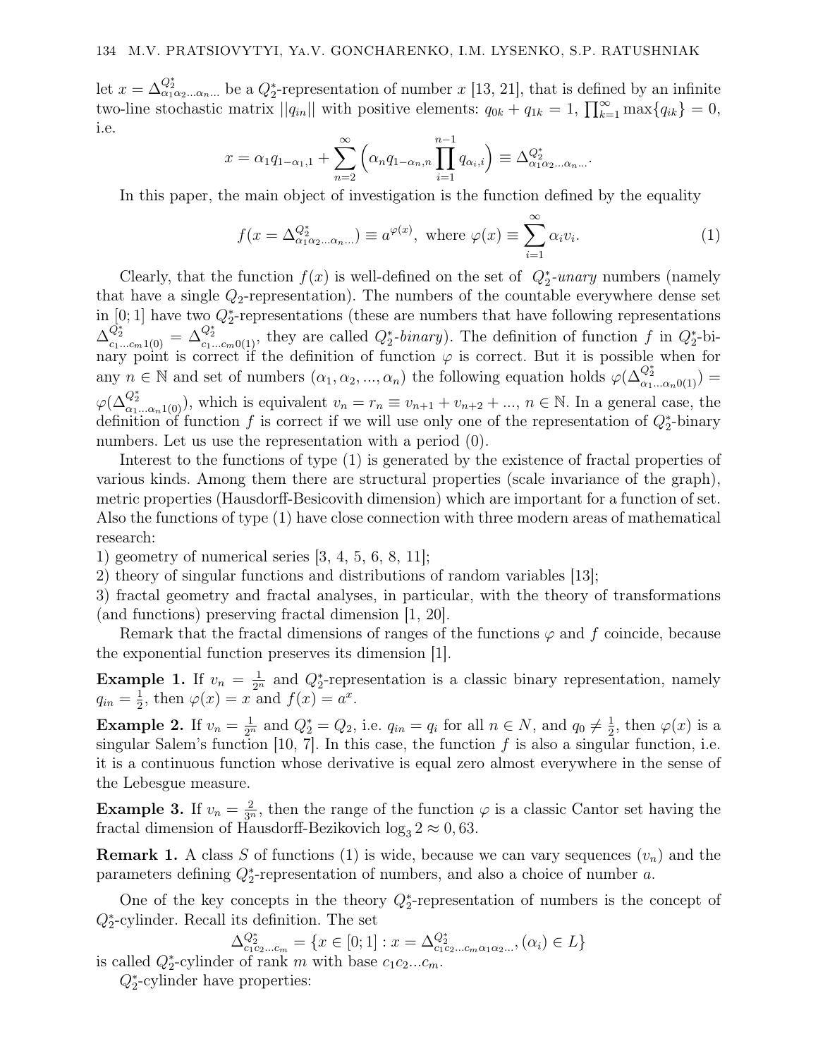let $x = \Delta^{Q_2^*}_{\alpha_1\alpha_2...\alpha_n...}$ be a $Q_2^*$-representation of number $x$ [13, 21], that is defined by an infinite two-line stochastic matrix $||q_{in}||$ with positive elements: $q_{0k} + q_{1k} = 1$, $\prod_{k=1}^{\infty} \max\{q_{ik}\} = 0$, i.e.

$$x = \alpha_1 q_{1-\alpha_1,1} + \sum_{n=2}^{\infty} \Big( \alpha_n q_{1-\alpha_n,n} \prod_{i=1}^{n-1} q_{\alpha_i,i} \Big) \equiv \Delta^{Q_2^*}_{\alpha_1\alpha_2...\alpha_n...}.$$

In this paper, the main object of investigation is the function defined by the equality

$$f(x = \Delta^{Q_2^*}_{\alpha_1\alpha_2...\alpha_n...}) \equiv a^{\varphi(x)}, \text{ where } \varphi(x) \equiv \sum_{i=1}^{\infty} \alpha_i v_i. \tag{1}$$

Clearly, that the function $f(x)$ is well-defined on the set of $Q_2^*$-*unary* numbers (namely that have a single $Q_2$-representation). The numbers of the countable everywhere dense set in $[0;1]$ have two $Q_2^*$-representations (these are numbers that have following representations $\Delta^{Q_2^*}_{c_1...c_m1(0)} = \Delta^{Q_2^*}_{c_1...c_m0(1)}$, they are called $Q_2^*$-*binary*). The definition of function $f$ in $Q_2^*$-binary point is correct if the definition of function $\varphi$ is correct. But it is possible when for any $n \in \mathbb{N}$ and set of numbers $(\alpha_1, \alpha_2, ..., \alpha_n)$ the following equation holds $\varphi(\Delta^{Q_2^*}_{\alpha_1...\alpha_n0(1)}) = \varphi(\Delta^{Q_2^*}_{\alpha_1...\alpha_n1(0)})$, which is equivalent $v_n = r_n \equiv v_{n+1} + v_{n+2} + ...$, $n \in \mathbb{N}$. In a general case, the definition of function $f$ is correct if we will use only one of the representation of $Q_2^*$-binary numbers. Let us use the representation with a period $(0)$.

Interest to the functions of type (1) is generated by the existence of fractal properties of various kinds. Among them there are structural properties (scale invariance of the graph), metric properties (Hausdorff-Besicovith dimension) which are important for a function of set. Also the functions of type (1) have close connection with three modern areas of mathematical research:

1) geometry of numerical series [3, 4, 5, 6, 8, 11];
2) theory of singular functions and distributions of random variables [13];
3) fractal geometry and fractal analyses, in particular, with the theory of transformations (and functions) preserving fractal dimension [1, 20].

Remark that the fractal dimensions of ranges of the functions $\varphi$ and $f$ coincide, because the exponential function preserves its dimension [1].

**Example 1.** If $v_n = \frac{1}{2^n}$ and $Q_2^*$-representation is a classic binary representation, namely $q_{in} = \frac{1}{2}$, then $\varphi(x) = x$ and $f(x) = a^x$.

**Example 2.** If $v_n = \frac{1}{2^n}$ and $Q_2^* = Q_2$, i.e. $q_{in} = q_i$ for all $n \in N$, and $q_0 \neq \frac{1}{2}$, then $\varphi(x)$ is a singular Salem's function [10, 7]. In this case, the function $f$ is also a singular function, i.e. it is a continuous function whose derivative is equal zero almost everywhere in the sense of the Lebesgue measure.

**Example 3.** If $v_n = \frac{2}{3^n}$, then the range of the function $\varphi$ is a classic Cantor set having the fractal dimension of Hausdorff-Bezikovich $\log_3 2 \approx 0,63$.

**Remark 1.** A class $S$ of functions (1) is wide, because we can vary sequences $(v_n)$ and the parameters defining $Q_2^*$-representation of numbers, and also a choice of number $a$.

One of the key concepts in the theory $Q_2^*$-representation of numbers is the concept of $Q_2^*$-cylinder. Recall its definition. The set

$$\Delta^{Q_2^*}_{c_1c_2...c_m} = \{x \in [0;1] : x = \Delta^{Q_2^*}_{c_1c_2...c_m\alpha_1\alpha_2...}, (\alpha_i) \in L\}$$

is called $Q_2^*$-cylinder of rank $m$ with base $c_1c_2...c_m$.

$Q_2^*$-cylinder have properties: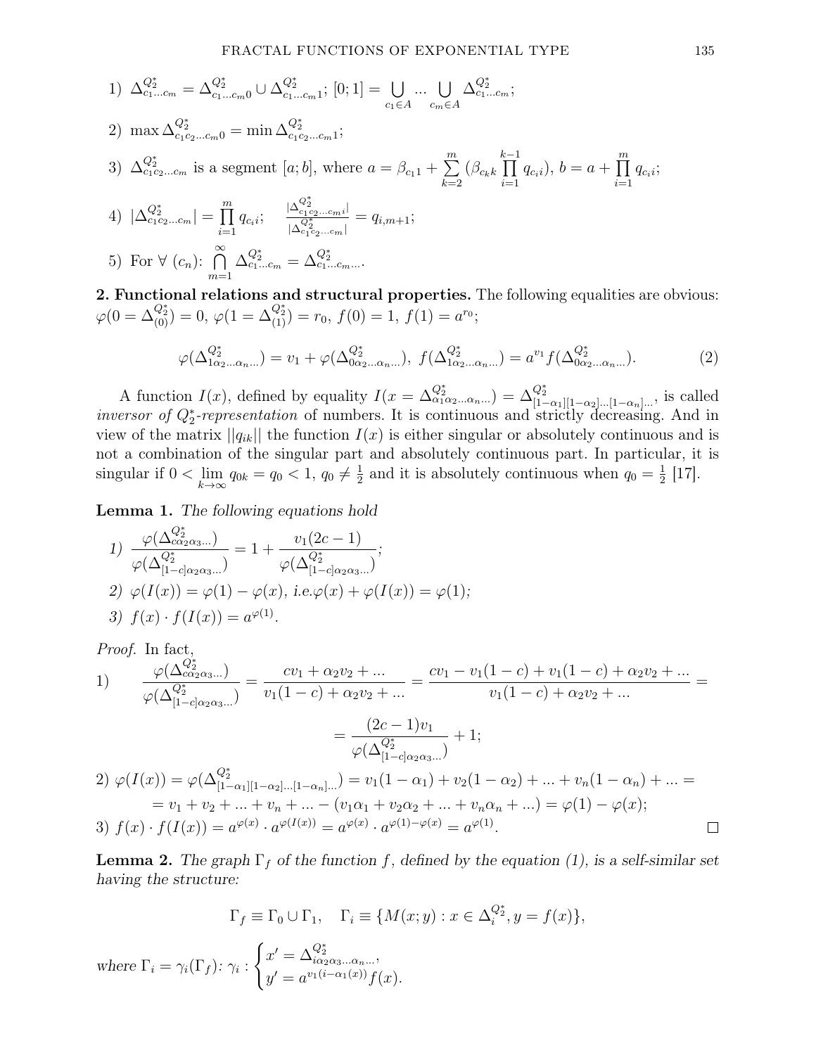1) $\Delta^{Q_2^*}_{c_1...c_m} = \Delta^{Q_2^*}_{c_1...c_m 0} \cup \Delta^{Q_2^*}_{c_1...c_m 1}$; $[0;1] = \bigcup\limits_{c_1 \in A} ... \bigcup\limits_{c_m \in A} \Delta^{Q_2^*}_{c_1...c_m}$;

2) $\max \Delta^{Q_2^*}_{c_1 c_2 ... c_m 0} = \min \Delta^{Q_2^*}_{c_1 c_2 ... c_m 1}$;

3) $\Delta^{Q_2^*}_{c_1 c_2 ... c_m}$ is a segment $[a;b]$, where $a = \beta_{c_1 1} + \sum\limits_{k=2}^{m} (\beta_{c_k k} \prod\limits_{i=1}^{k-1} q_{c_i i})$, $b = a + \prod\limits_{i=1}^{m} q_{c_i i}$;

4) $|\Delta^{Q_2^*}_{c_1 c_2 ... c_m}| = \prod\limits_{i=1}^{m} q_{c_i i}$; $\quad \frac{|\Delta^{Q_2^*}_{c_1 c_2 ... c_m i}|}{|\Delta^{Q_2^*}_{c_1 c_2 ... c_m}|} = q_{i,m+1}$;

5) For $\forall$ $(c_n)$: $\bigcap\limits_{m=1}^{\infty} \Delta^{Q_2^*}_{c_1...c_m} = \Delta^{Q_2^*}_{c_1...c_m...}$.

**2. Functional relations and structural properties.** The following equalities are obvious: $\varphi(0 = \Delta^{Q_2^*}_{(0)}) = 0$, $\varphi(1 = \Delta^{Q_2^*}_{(1)}) = r_0$, $f(0) = 1$, $f(1) = a^{r_0}$;

$$\varphi(\Delta^{Q_2^*}_{1\alpha_2...\alpha_n...}) = v_1 + \varphi(\Delta^{Q_2^*}_{0\alpha_2...\alpha_n...}),\ f(\Delta^{Q_2^*}_{1\alpha_2...\alpha_n...}) = a^{v_1} f(\Delta^{Q_2^*}_{0\alpha_2...\alpha_n...}). \tag{2}$$

A function $I(x)$, defined by equality $I(x = \Delta^{Q_2^*}_{\alpha_1\alpha_2...\alpha_n...}) = \Delta^{Q_2^*}_{[1-\alpha_1][1-\alpha_2]...[1-\alpha_n]...}$, is called *inversor of $Q_2^*$-representation* of numbers. It is continuous and strictly decreasing. And in view of the matrix $||q_{ik}||$ the function $I(x)$ is either singular or absolutely continuous and is not a combination of the singular part and absolutely continuous part. In particular, it is singular if $0 < \lim\limits_{k\to\infty} q_{0k} = q_0 < 1$, $q_0 \neq \frac{1}{2}$ and it is absolutely continuous when $q_0 = \frac{1}{2}$ [17].

**Lemma 1.** *The following equations hold*

*1)* $\dfrac{\varphi(\Delta^{Q_2^*}_{c\alpha_2\alpha_3...})}{\varphi(\Delta^{Q_2^*}_{[1-c]\alpha_2\alpha_3...})} = 1 + \dfrac{v_1(2c-1)}{\varphi(\Delta^{Q_2^*}_{[1-c]\alpha_2\alpha_3...})}$;

*2)* $\varphi(I(x)) = \varphi(1) - \varphi(x)$, *i.e.* $\varphi(x) + \varphi(I(x)) = \varphi(1)$;

*3)* $f(x) \cdot f(I(x)) = a^{\varphi(1)}$.

*Proof.* In fact,

1) $$\frac{\varphi(\Delta^{Q_2^*}_{c\alpha_2\alpha_3...})}{\varphi(\Delta^{Q_2^*}_{[1-c]\alpha_2\alpha_3...})} = \frac{cv_1 + \alpha_2 v_2 + ...}{v_1(1-c) + \alpha_2 v_2 + ...} = \frac{cv_1 - v_1(1-c) + v_1(1-c) + \alpha_2 v_2 + ...}{v_1(1-c) + \alpha_2 v_2 + ...} =$$

$$= \frac{(2c-1)v_1}{\varphi(\Delta^{Q_2^*}_{[1-c]\alpha_2\alpha_3...})} + 1;$$

2) $\varphi(I(x)) = \varphi(\Delta^{Q_2^*}_{[1-\alpha_1][1-\alpha_2]...[1-\alpha_n]...}) = v_1(1-\alpha_1) + v_2(1-\alpha_2) + ... + v_n(1-\alpha_n) + ... =$
$= v_1 + v_2 + ... + v_n + ... - (v_1\alpha_1 + v_2\alpha_2 + ... + v_n\alpha_n + ...) = \varphi(1) - \varphi(x)$;

3) $f(x) \cdot f(I(x)) = a^{\varphi(x)} \cdot a^{\varphi(I(x))} = a^{\varphi(x)} \cdot a^{\varphi(1) - \varphi(x)} = a^{\varphi(1)}$. $\square$

**Lemma 2.** *The graph $\Gamma_f$ of the function $f$, defined by the equation (1), is a self-similar set having the structure:*

$$\Gamma_f \equiv \Gamma_0 \cup \Gamma_1, \quad \Gamma_i \equiv \{M(x;y) : x \in \Delta^{Q_2^*}_i, y = f(x)\},$$

*where $\Gamma_i = \gamma_i(\Gamma_f)$:* $\gamma_i : \begin{cases} x' = \Delta^{Q_2^*}_{i\alpha_2\alpha_3...\alpha_n...}, \\ y' = a^{v_1(i-\alpha_1(x))} f(x). \end{cases}$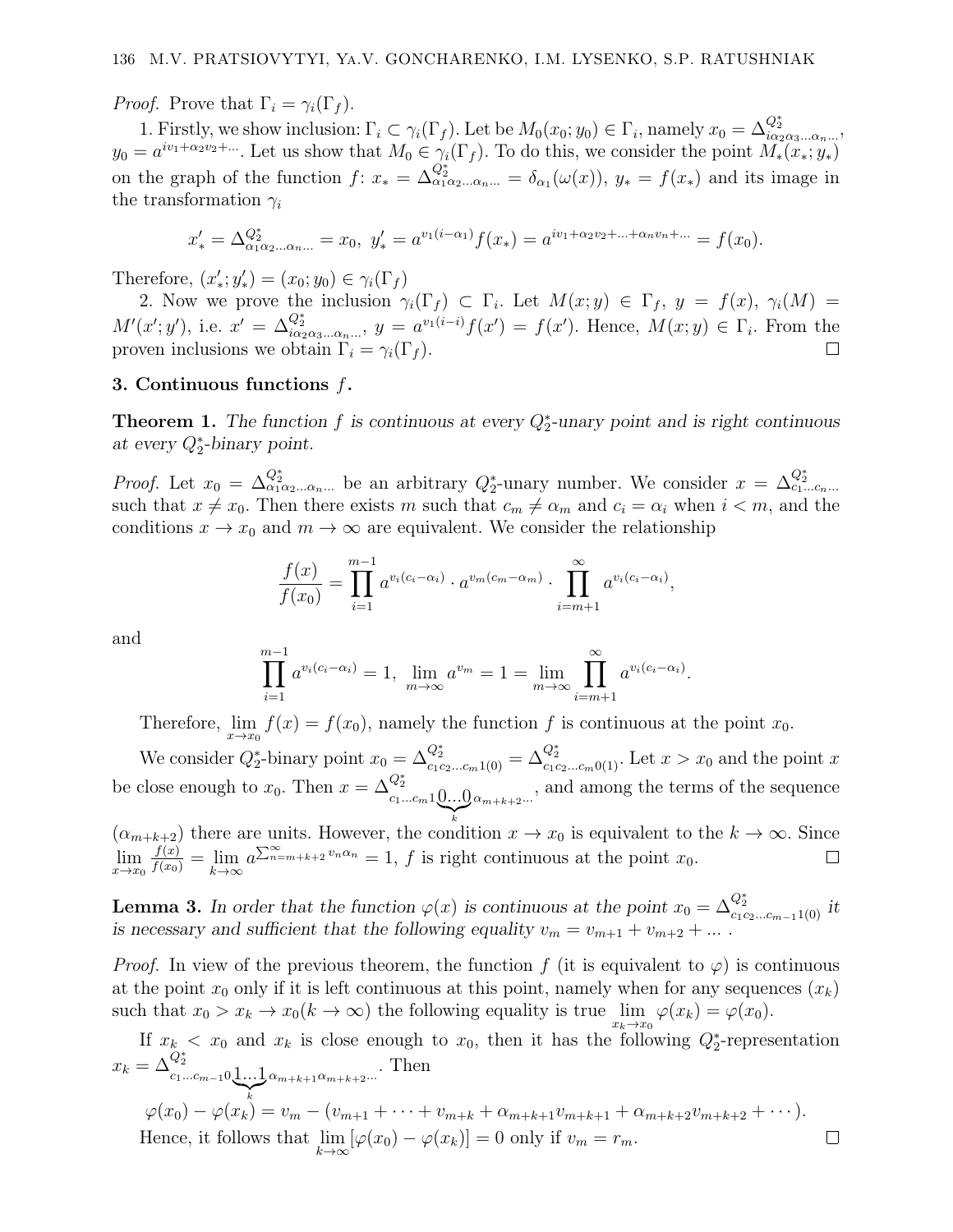*Proof.* Prove that $\Gamma_i = \gamma_i(\Gamma_f)$.

1. Firstly, we show inclusion: $\Gamma_i \subset \gamma_i(\Gamma_f)$. Let be $M_0(x_0; y_0) \in \Gamma_i$, namely $x_0 = \Delta^{Q_2^*}_{i\alpha_2\alpha_3\ldots\alpha_n\ldots}$, $y_0 = a^{iv_1+\alpha_2 v_2+\cdots}$. Let us show that $M_0 \in \gamma_i(\Gamma_f)$. To do this, we consider the point $M_*(x_*; y_*)$ on the graph of the function $f$: $x_* = \Delta^{Q_2^*}_{\alpha_1\alpha_2\ldots\alpha_n\ldots} = \delta_{\alpha_1}(\omega(x))$, $y_* = f(x_*)$ and its image in the transformation $\gamma_i$

$$x'_* = \Delta^{Q_2^*}_{\alpha_1\alpha_2\ldots\alpha_n\ldots} = x_0,\ y'_* = a^{v_1(i-\alpha_1)} f(x_*) = a^{iv_1+\alpha_2 v_2+\ldots+\alpha_n v_n+\cdots} = f(x_0).$$

Therefore, $(x'_*; y'_*) = (x_0; y_0) \in \gamma_i(\Gamma_f)$

2. Now we prove the inclusion $\gamma_i(\Gamma_f) \subset \Gamma_i$. Let $M(x; y) \in \Gamma_f$, $y = f(x)$, $\gamma_i(M) = M'(x'; y')$, i.e. $x' = \Delta^{Q_2^*}_{i\alpha_2\alpha_3\ldots\alpha_n\ldots}$, $y = a^{v_1(i-i)} f(x') = f(x')$. Hence, $M(x; y) \in \Gamma_i$. From the proven inclusions we obtain $\Gamma_i = \gamma_i(\Gamma_f)$. □

### 3. Continuous functions $f$.

**Theorem 1.** *The function $f$ is continuous at every $Q_2^*$-unary point and is right continuous at every $Q_2^*$-binary point.*

*Proof.* Let $x_0 = \Delta^{Q_2^*}_{\alpha_1\alpha_2\ldots\alpha_n\ldots}$ be an arbitrary $Q_2^*$-unary number. We consider $x = \Delta^{Q_2^*}_{c_1\ldots c_n\ldots}$ such that $x \neq x_0$. Then there exists $m$ such that $c_m \neq \alpha_m$ and $c_i = \alpha_i$ when $i < m$, and the conditions $x \to x_0$ and $m \to \infty$ are equivalent. We consider the relationship

$$\frac{f(x)}{f(x_0)} = \prod_{i=1}^{m-1} a^{v_i(c_i-\alpha_i)} \cdot a^{v_m(c_m-\alpha_m)} \cdot \prod_{i=m+1}^{\infty} a^{v_i(c_i-\alpha_i)},$$

and

$$\prod_{i=1}^{m-1} a^{v_i(c_i-\alpha_i)} = 1,\ \lim_{m\to\infty} a^{v_m} = 1 = \lim_{m\to\infty} \prod_{i=m+1}^{\infty} a^{v_i(c_i-\alpha_i)}.$$

Therefore, $\lim\limits_{x\to x_0} f(x) = f(x_0)$, namely the function $f$ is continuous at the point $x_0$.

We consider $Q_2^*$-binary point $x_0 = \Delta^{Q_2^*}_{c_1c_2\ldots c_m1(0)} = \Delta^{Q_2^*}_{c_1c_2\ldots c_m0(1)}$. Let $x > x_0$ and the point $x$ be close enough to $x_0$. Then $x = \Delta^{Q_2^*}_{c_1\ldots c_m1\underbrace{0\ldots0}_{k}\alpha_{m+k+2}\ldots}$, and among the terms of the sequence $(\alpha_{m+k+2})$ there are units. However, the condition $x \to x_0$ is equivalent to the $k \to \infty$. Since $\lim\limits_{x\to x_0} \frac{f(x)}{f(x_0)} = \lim\limits_{k\to\infty} a^{\sum_{n=m+k+2}^{\infty} v_n\alpha_n} = 1$, $f$ is right continuous at the point $x_0$. □

**Lemma 3.** *In order that the function $\varphi(x)$ is continuous at the point $x_0 = \Delta^{Q_2^*}_{c_1c_2\ldots c_{m-1}1(0)}$ it is necessary and sufficient that the following equality $v_m = v_{m+1} + v_{m+2} + \ldots$ .*

*Proof.* In view of the previous theorem, the function $f$ (it is equivalent to $\varphi$) is continuous at the point $x_0$ only if it is left continuous at this point, namely when for any sequences $(x_k)$ such that $x_0 > x_k \to x_0 (k \to \infty)$ the following equality is true $\lim\limits_{x_k\to x_0} \varphi(x_k) = \varphi(x_0)$.

If $x_k < x_0$ and $x_k$ is close enough to $x_0$, then it has the following $Q_2^*$-representation $x_k = \Delta^{Q_2^*}_{c_1\ldots c_{m-1}0\underbrace{1\ldots1}_{k}\alpha_{m+k+1}\alpha_{m+k+2}\ldots}$. Then

$$\varphi(x_0) - \varphi(x_k) = v_m - (v_{m+1} + \cdots + v_{m+k} + \alpha_{m+k+1}v_{m+k+1} + \alpha_{m+k+2}v_{m+k+2} + \cdots).$$

Hence, it follows that $\lim\limits_{k\to\infty} [\varphi(x_0) - \varphi(x_k)] = 0$ only if $v_m = r_m$. □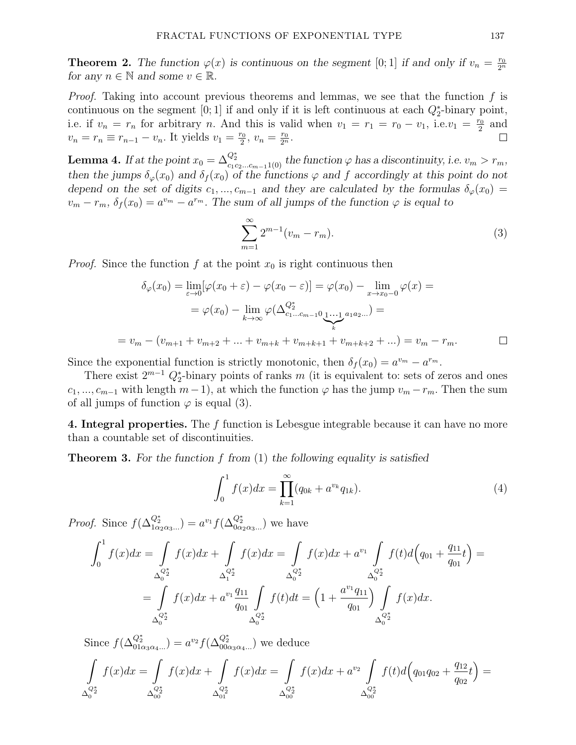**Theorem 2.** *The function $\varphi(x)$ is continuous on the segment $[0;1]$ if and only if $v_n = \frac{r_0}{2^n}$ for any $n \in \mathbb{N}$ and some $v \in \mathbb{R}$.*

*Proof.* Taking into account previous theorems and lemmas, we see that the function $f$ is continuous on the segment $[0;1]$ if and only if it is left continuous at each $Q_2^*$-binary point, i.e. if $v_n = r_n$ for arbitrary $n$. And this is valid when $v_1 = r_1 = r_0 - v_1$, i.e.$v_1 = \frac{r_0}{2}$ and $v_n = r_n \equiv r_{n-1} - v_n$. It yields $v_1 = \frac{r_0}{2}$, $v_n = \frac{r_0}{2^n}$. $\square$

**Lemma 4.** *If at the point $x_0 = \Delta^{Q_2^*}_{c_1c_2\ldots c_{m-1}1(0)}$ the function $\varphi$ has a discontinuity, i.e. $v_m > r_m$, then the jumps $\delta_\varphi(x_0)$ and $\delta_f(x_0)$ of the functions $\varphi$ and $f$ accordingly at this point do not depend on the set of digits $c_1, \ldots, c_{m-1}$ and they are calculated by the formulas $\delta_\varphi(x_0) = v_m - r_m$, $\delta_f(x_0) = a^{v_m} - a^{r_m}$. The sum of all jumps of the function $\varphi$ is equal to*

$$\sum_{m=1}^{\infty} 2^{m-1}(v_m - r_m). \tag{3}$$

*Proof.* Since the function $f$ at the point $x_0$ is right continuous then

$$\delta_\varphi(x_0) = \lim_{\varepsilon \to 0}[\varphi(x_0 + \varepsilon) - \varphi(x_0 - \varepsilon)] = \varphi(x_0) - \lim_{x \to x_0 - 0} \varphi(x) =$$
$$= \varphi(x_0) - \lim_{k \to \infty} \varphi(\Delta^{Q_2^*}_{c_1\ldots c_{m-1}0\underbrace{1\ldots1}_{k}a_1a_2\ldots}) =$$
$$= v_m - (v_{m+1} + v_{m+2} + \ldots + v_{m+k} + v_{m+k+1} + v_{m+k+2} + \ldots) = v_m - r_m. \qquad \square$$

Since the exponential function is strictly monotonic, then $\delta_f(x_0) = a^{v_m} - a^{r_m}$.

There exist $2^{m-1}$ $Q_2^*$-binary points of ranks $m$ (it is equivalent to: sets of zeros and ones $c_1, \ldots, c_{m-1}$ with length $m-1$), at which the function $\varphi$ has the jump $v_m - r_m$. Then the sum of all jumps of function $\varphi$ is equal (3).

**4. Integral properties.** The $f$ function is Lebesgue integrable because it can have no more than a countable set of discontinuities.

**Theorem 3.** *For the function $f$ from* (1) *the following equality is satisfied*

$$\int_0^1 f(x)dx = \prod_{k=1}^{\infty}(q_{0k} + a^{v_k}q_{1k}). \tag{4}$$

*Proof.* Since $f(\Delta^{Q_2^*}_{1\alpha_2\alpha_3\ldots}) = a^{v_1} f(\Delta^{Q_2^*}_{0\alpha_2\alpha_3\ldots})$ we have

$$\int_0^1 f(x)dx = \int\limits_{\Delta_0^{Q_2^*}} f(x)dx + \int\limits_{\Delta_1^{Q_2^*}} f(x)dx = \int\limits_{\Delta_0^{Q_2^*}} f(x)dx + a^{v_1}\int\limits_{\Delta_0^{Q_2^*}} f(t)d\Big(q_{01} + \frac{q_{11}}{q_{01}}t\Big) =$$
$$= \int\limits_{\Delta_0^{Q_2^*}} f(x)dx + a^{v_1}\frac{q_{11}}{q_{01}}\int\limits_{\Delta_0^{Q_2^*}} f(t)dt = \Big(1 + \frac{a^{v_1}q_{11}}{q_{01}}\Big)\int\limits_{\Delta_0^{Q_2^*}} f(x)dx.$$

Since $f(\Delta^{Q_2^*}_{01\alpha_3\alpha_4\ldots}) = a^{v_2} f(\Delta^{Q_2^*}_{00\alpha_3\alpha_4\ldots})$ we deduce

$$\int\limits_{\Delta_0^{Q_2^*}} f(x)dx = \int\limits_{\Delta_{00}^{Q_2^*}} f(x)dx + \int\limits_{\Delta_{01}^{Q_2^*}} f(x)dx = \int\limits_{\Delta_{00}^{Q_2^*}} f(x)dx + a^{v_2}\int\limits_{\Delta_{00}^{Q_2^*}} f(t)d\Big(q_{01}q_{02} + \frac{q_{12}}{q_{02}}t\Big) =$$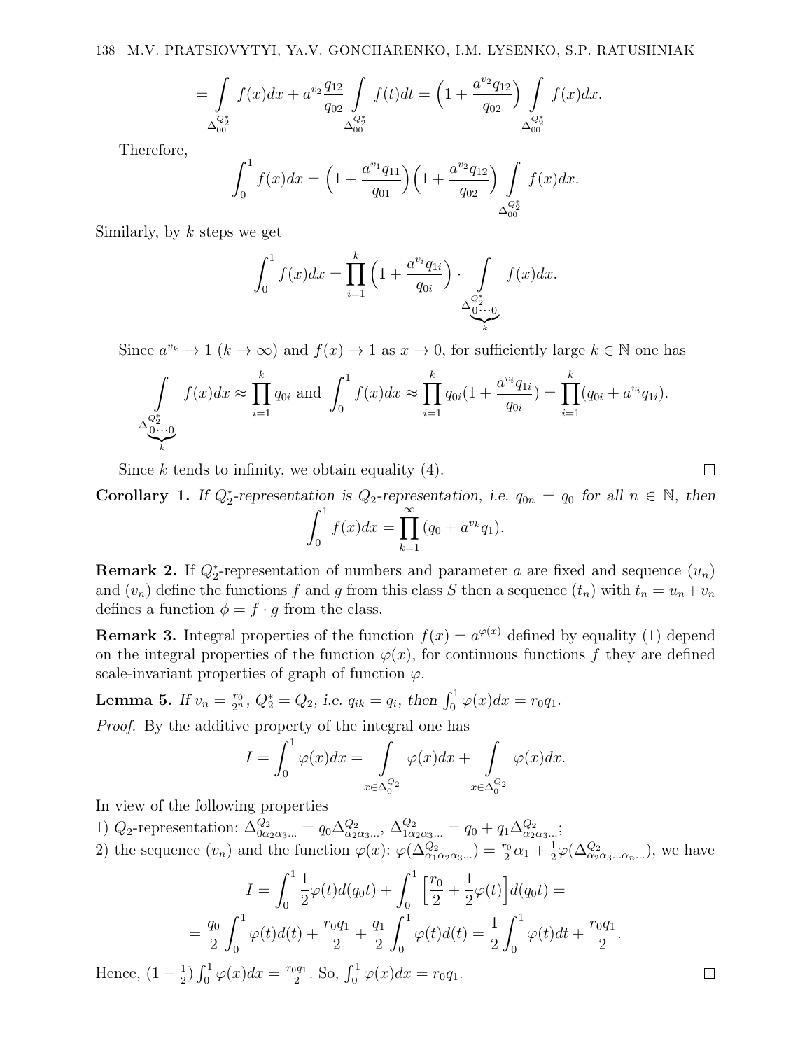$$= \int\limits_{\Delta^{Q_2^*}_{00}} f(x)dx + a^{v_2}\frac{q_{12}}{q_{02}} \int\limits_{\Delta^{Q_2^*}_{00}} f(t)dt = \Big(1 + \frac{a^{v_2}q_{12}}{q_{02}}\Big) \int\limits_{\Delta^{Q_2^*}_{00}} f(x)dx.$$

Therefore,

$$\int_0^1 f(x)dx = \Big(1 + \frac{a^{v_1}q_{11}}{q_{01}}\Big)\Big(1 + \frac{a^{v_2}q_{12}}{q_{02}}\Big) \int\limits_{\Delta^{Q_2^*}_{00}} f(x)dx.$$

Similarly, by $k$ steps we get

$$\int_0^1 f(x)dx = \prod_{i=1}^{k} \Big(1 + \frac{a^{v_i}q_{1i}}{q_{0i}}\Big) \cdot \int\limits_{\Delta^{Q_2^*}_{\underbrace{0\cdots0}_{k}}} f(x)dx.$$

Since $a^{v_k} \to 1$ $(k \to \infty)$ and $f(x) \to 1$ as $x \to 0$, for sufficiently large $k \in \mathbb{N}$ one has

$$\int\limits_{\Delta^{Q_2^*}_{\underbrace{0\cdots0}_{k}}} f(x)dx \approx \prod_{i=1}^{k} q_{0i} \text{ and } \int_0^1 f(x)dx \approx \prod_{i=1}^{k} q_{0i}\big(1 + \frac{a^{v_i}q_{1i}}{q_{0i}}\big) = \prod_{i=1}^{k}(q_{0i} + a^{v_i}q_{1i}).$$

Since $k$ tends to infinity, we obtain equality (4). $\square$

**Corollary 1.** *If $Q_2^*$-representation is $Q_2$-representation, i.e. $q_{0n} = q_0$ for all $n \in \mathbb{N}$, then*

$$\int_0^1 f(x)dx = \prod_{k=1}^{\infty} (q_0 + a^{v_k}q_1).$$

**Remark 2.** If $Q_2^*$-representation of numbers and parameter $a$ are fixed and sequence $(u_n)$ and $(v_n)$ define the functions $f$ and $g$ from this class $S$ then a sequence $(t_n)$ with $t_n = u_n + v_n$ defines a function $\phi = f \cdot g$ from the class.

**Remark 3.** Integral properties of the function $f(x) = a^{\varphi(x)}$ defined by equality (1) depend on the integral properties of the function $\varphi(x)$, for continuous functions $f$ they are defined scale-invariant properties of graph of function $\varphi$.

**Lemma 5.** *If $v_n = \frac{r_0}{2^n}$, $Q_2^* = Q_2$, i.e. $q_{ik} = q_i$, then $\int_0^1 \varphi(x)dx = r_0 q_1$.*

*Proof.* By the additive property of the integral one has

$$I = \int_0^1 \varphi(x)dx = \int\limits_{x\in\Delta^{Q_2}_0} \varphi(x)dx + \int\limits_{x\in\Delta^{Q_2}_0} \varphi(x)dx.$$

In view of the following properties

1) $Q_2$-representation: $\Delta^{Q_2}_{0\alpha_2\alpha_3\ldots} = q_0\Delta^{Q_2}_{\alpha_2\alpha_3\ldots}$, $\Delta^{Q_2}_{1\alpha_2\alpha_3\ldots} = q_0 + q_1\Delta^{Q_2}_{\alpha_2\alpha_3\ldots}$;

2) the sequence $(v_n)$ and the function $\varphi(x)$: $\varphi(\Delta^{Q_2}_{\alpha_1\alpha_2\alpha_3\ldots}) = \frac{r_0}{2}\alpha_1 + \frac{1}{2}\varphi(\Delta^{Q_2}_{\alpha_2\alpha_3\ldots\alpha_n\ldots})$, we have

$$I = \int_0^1 \frac{1}{2}\varphi(t)d(q_0t) + \int_0^1 \Big[\frac{r_0}{2} + \frac{1}{2}\varphi(t)\Big]d(q_0t) =$$

$$= \frac{q_0}{2}\int_0^1 \varphi(t)d(t) + \frac{r_0q_1}{2} + \frac{q_1}{2}\int_0^1 \varphi(t)d(t) = \frac{1}{2}\int_0^1 \varphi(t)dt + \frac{r_0q_1}{2}.$$

Hence, $(1 - \frac{1}{2})\int_0^1 \varphi(x)dx = \frac{r_0q_1}{2}$. So, $\int_0^1 \varphi(x)dx = r_0q_1$. $\square$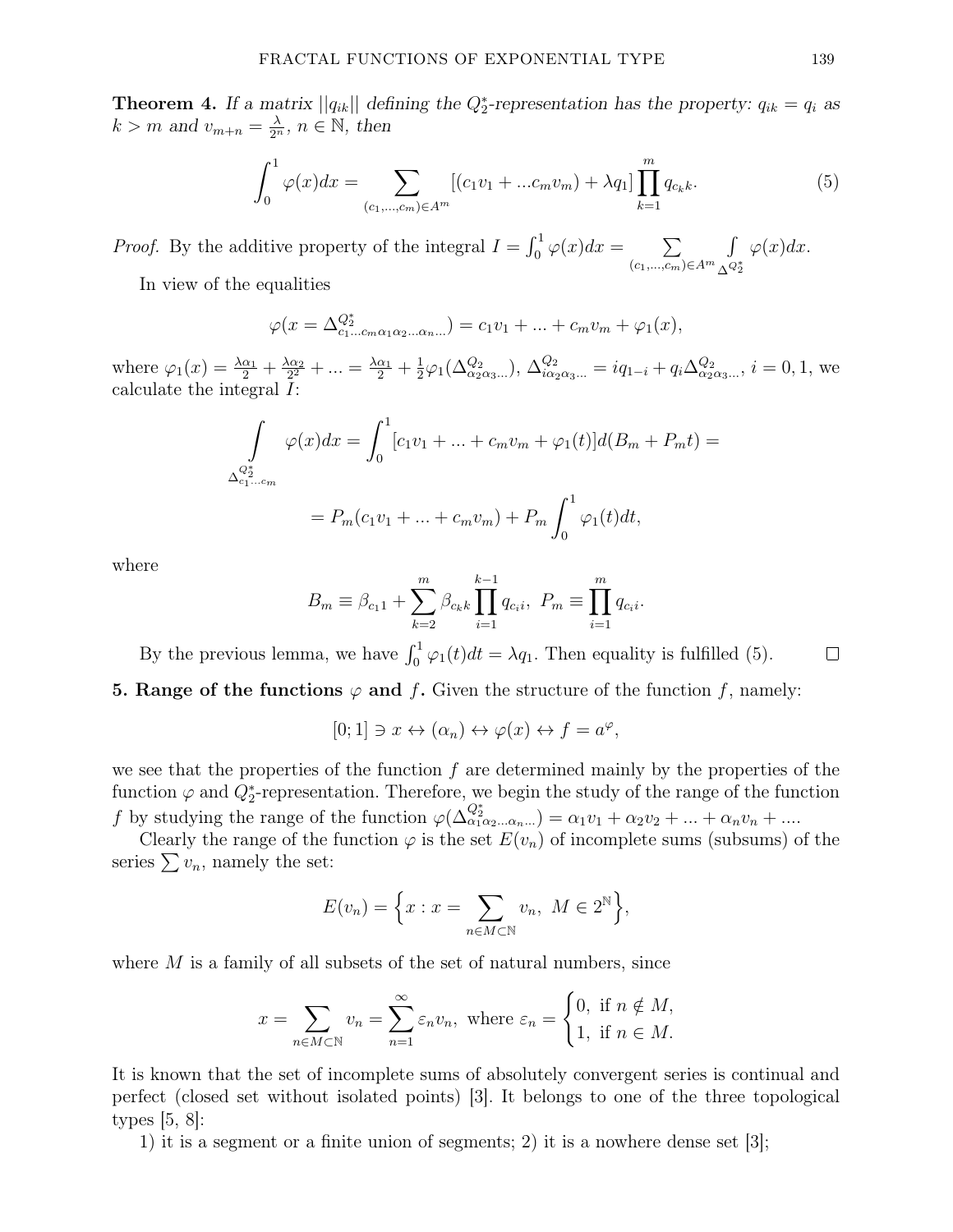**Theorem 4.** *If a matrix $||q_{ik}||$ defining the $Q_2^*$-representation has the property: $q_{ik} = q_i$ as $k > m$ and $v_{m+n} = \frac{\lambda}{2^n}$, $n \in \mathbb{N}$, then*

$$\int_0^1 \varphi(x)dx = \sum_{(c_1,...,c_m)\in A^m} [(c_1v_1 + ...c_mv_m) + \lambda q_1] \prod_{k=1}^{m} q_{c_k k}. \tag{5}$$

*Proof.* By the additive property of the integral $I = \int_0^1 \varphi(x)dx = \sum_{(c_1,...,c_m)\in A^m} \int_{\Delta^{Q_2^*}} \varphi(x)dx$.

In view of the equalities

$$\varphi(x = \Delta^{Q_2^*}_{c_1...c_m\alpha_1\alpha_2...\alpha_n...}) = c_1v_1 + ... + c_mv_m + \varphi_1(x),$$

where $\varphi_1(x) = \frac{\lambda\alpha_1}{2} + \frac{\lambda\alpha_2}{2^2} + ... = \frac{\lambda\alpha_1}{2} + \frac{1}{2}\varphi_1(\Delta^{Q_2}_{\alpha_2\alpha_3...})$, $\Delta^{Q_2}_{i\alpha_2\alpha_3...} = iq_{1-i} + q_i\Delta^{Q_2}_{\alpha_2\alpha_3...}$, $i = 0, 1$, we calculate the integral $I$:

$$\int_{\Delta^{Q_2^*}_{c_1...c_m}} \varphi(x)dx = \int_0^1 [c_1v_1 + ... + c_mv_m + \varphi_1(t)]d(B_m + P_mt) =$$

$$= P_m(c_1v_1 + ... + c_mv_m) + P_m \int_0^1 \varphi_1(t)dt,$$

where

$$B_m \equiv \beta_{c_1 1} + \sum_{k=2}^{m} \beta_{c_k k} \prod_{i=1}^{k-1} q_{c_i i}, \;\; P_m \equiv \prod_{i=1}^{m} q_{c_i i}.$$

By the previous lemma, we have $\int_0^1 \varphi_1(t)dt = \lambda q_1$. Then equality is fulfilled (5). □

**5. Range of the functions $\varphi$ and $f$.** Given the structure of the function $f$, namely:

$$[0;1] \ni x \leftrightarrow (\alpha_n) \leftrightarrow \varphi(x) \leftrightarrow f = a^{\varphi},$$

we see that the properties of the function $f$ are determined mainly by the properties of the function $\varphi$ and $Q_2^*$-representation. Therefore, we begin the study of the range of the function $f$ by studying the range of the function $\varphi(\Delta^{Q_2^*}_{\alpha_1\alpha_2...\alpha_n...}) = \alpha_1v_1 + \alpha_2v_2 + ... + \alpha_nv_n + ....$

Clearly the range of the function $\varphi$ is the set $E(v_n)$ of incomplete sums (subsums) of the series $\sum v_n$, namely the set:

$$E(v_n) = \Big\{x : x = \sum_{n\in M\subset\mathbb{N}} v_n, \; M \in 2^{\mathbb{N}}\Big\},$$

where $M$ is a family of all subsets of the set of natural numbers, since

$$x = \sum_{n\in M\subset\mathbb{N}} v_n = \sum_{n=1}^{\infty} \varepsilon_n v_n, \text{ where } \varepsilon_n = \begin{cases} 0, & \text{if } n \notin M, \\ 1, & \text{if } n \in M. \end{cases}$$

It is known that the set of incomplete sums of absolutely convergent series is continual and perfect (closed set without isolated points) [3]. It belongs to one of the three topological types [5, 8]:

1) it is a segment or a finite union of segments; 2) it is a nowhere dense set [3];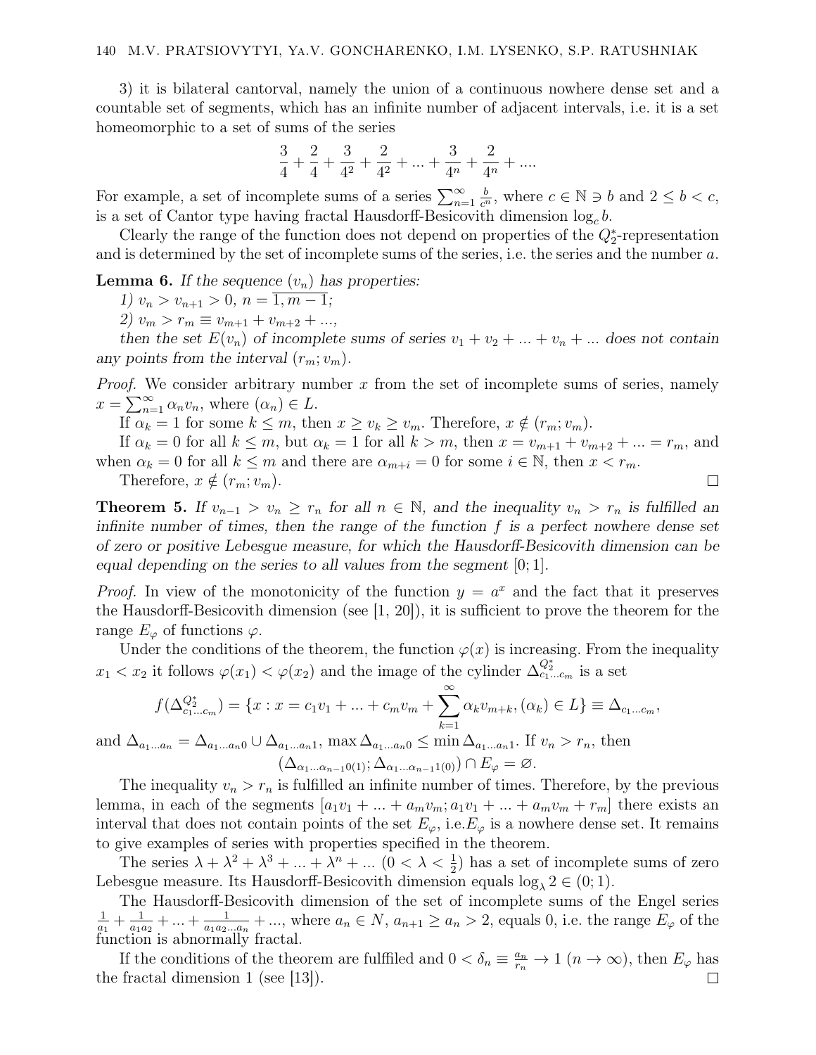3) it is bilateral cantorval, namely the union of a continuous nowhere dense set and a countable set of segments, which has an infinite number of adjacent intervals, i.e. it is a set homeomorphic to a set of sums of the series

$$\frac{3}{4} + \frac{2}{4} + \frac{3}{4^2} + \frac{2}{4^2} + ... + \frac{3}{4^n} + \frac{2}{4^n} + ....$$

For example, a set of incomplete sums of a series $\sum_{n=1}^{\infty} \frac{b}{c^n}$, where $c \in \mathbb{N} \ni b$ and $2 \leq b < c$, is a set of Cantor type having fractal Hausdorff-Besicovith dimension $\log_c b$.

Clearly the range of the function does not depend on properties of the $Q_2^*$-representation and is determined by the set of incomplete sums of the series, i.e. the series and the number $a$.

**Lemma 6.** *If the sequence $(v_n)$ has properties:*

*1) $v_n > v_{n+1} > 0$, $n = \overline{1, m-1}$;*

*2) $v_m > r_m \equiv v_{m+1} + v_{m+2} + ...$,*

*then the set $E(v_n)$ of incomplete sums of series $v_1 + v_2 + ... + v_n + ...$ does not contain any points from the interval $(r_m; v_m)$.*

*Proof.* We consider arbitrary number $x$ from the set of incomplete sums of series, namely $x = \sum_{n=1}^{\infty} \alpha_n v_n$, where $(\alpha_n) \in L$.

If $\alpha_k = 1$ for some $k \leq m$, then $x \geq v_k \geq v_m$. Therefore, $x \notin (r_m; v_m)$.

If $\alpha_k = 0$ for all $k \leq m$, but $\alpha_k = 1$ for all $k > m$, then $x = v_{m+1} + v_{m+2} + ... = r_m$, and when $\alpha_k = 0$ for all $k \leq m$ and there are $\alpha_{m+i} = 0$ for some $i \in \mathbb{N}$, then $x < r_m$.

Therefore, $x \notin (r_m; v_m)$. □

**Theorem 5.** *If $v_{n-1} > v_n \geq r_n$ for all $n \in \mathbb{N}$, and the inequality $v_n > r_n$ is fulfilled an infinite number of times, then the range of the function $f$ is a perfect nowhere dense set of zero or positive Lebesgue measure, for which the Hausdorff-Besicovith dimension can be equal depending on the series to all values from the segment $[0; 1]$.*

*Proof.* In view of the monotonicity of the function $y = a^x$ and the fact that it preserves the Hausdorff-Besicovith dimension (see [1, 20]), it is sufficient to prove the theorem for the range $E_\varphi$ of functions $\varphi$.

Under the conditions of the theorem, the function $\varphi(x)$ is increasing. From the inequality $x_1 < x_2$ it follows $\varphi(x_1) < \varphi(x_2)$ and the image of the cylinder $\Delta^{Q_2^*}_{c_1...c_m}$ is a set

$$f(\Delta^{Q_2^*}_{c_1...c_m}) = \{x : x = c_1 v_1 + ... + c_m v_m + \sum_{k=1}^{\infty} \alpha_k v_{m+k}, (\alpha_k) \in L\} \equiv \Delta_{c_1...c_m},$$

and $\Delta_{a_1...a_n} = \Delta_{a_1...a_n0} \cup \Delta_{a_1...a_n1}$, $\max \Delta_{a_1...a_n0} \leq \min \Delta_{a_1...a_n1}$. If $v_n > r_n$, then

$$(\Delta_{\alpha_1...\alpha_{n-1}0(1)}; \Delta_{\alpha_1...\alpha_{n-1}1(0)}) \cap E_\varphi = \varnothing.$$

The inequality $v_n > r_n$ is fulfilled an infinite number of times. Therefore, by the previous lemma, in each of the segments $[a_1 v_1 + ... + a_m v_m; a_1 v_1 + ... + a_m v_m + r_m]$ there exists an interval that does not contain points of the set $E_\varphi$, i.e.$E_\varphi$ is a nowhere dense set. It remains to give examples of series with properties specified in the theorem.

The series $\lambda + \lambda^2 + \lambda^3 + ... + \lambda^n + ...$ $(0 < \lambda < \frac{1}{2})$ has a set of incomplete sums of zero Lebesgue measure. Its Hausdorff-Besicovith dimension equals $\log_\lambda 2 \in (0; 1)$.

The Hausdorff-Besicovith dimension of the set of incomplete sums of the Engel series $\frac{1}{a_1} + \frac{1}{a_1 a_2} + ... + \frac{1}{a_1 a_2 ... a_n} + ...$, where $a_n \in N$, $a_{n+1} \geq a_n > 2$, equals 0, i.e. the range $E_\varphi$ of the function is abnormally fractal.

If the conditions of the theorem are fulfiled and $0 < \delta_n \equiv \frac{a_n}{r_n} \to 1$ $(n \to \infty)$, then $E_\varphi$ has the fractal dimension 1 (see [13]). □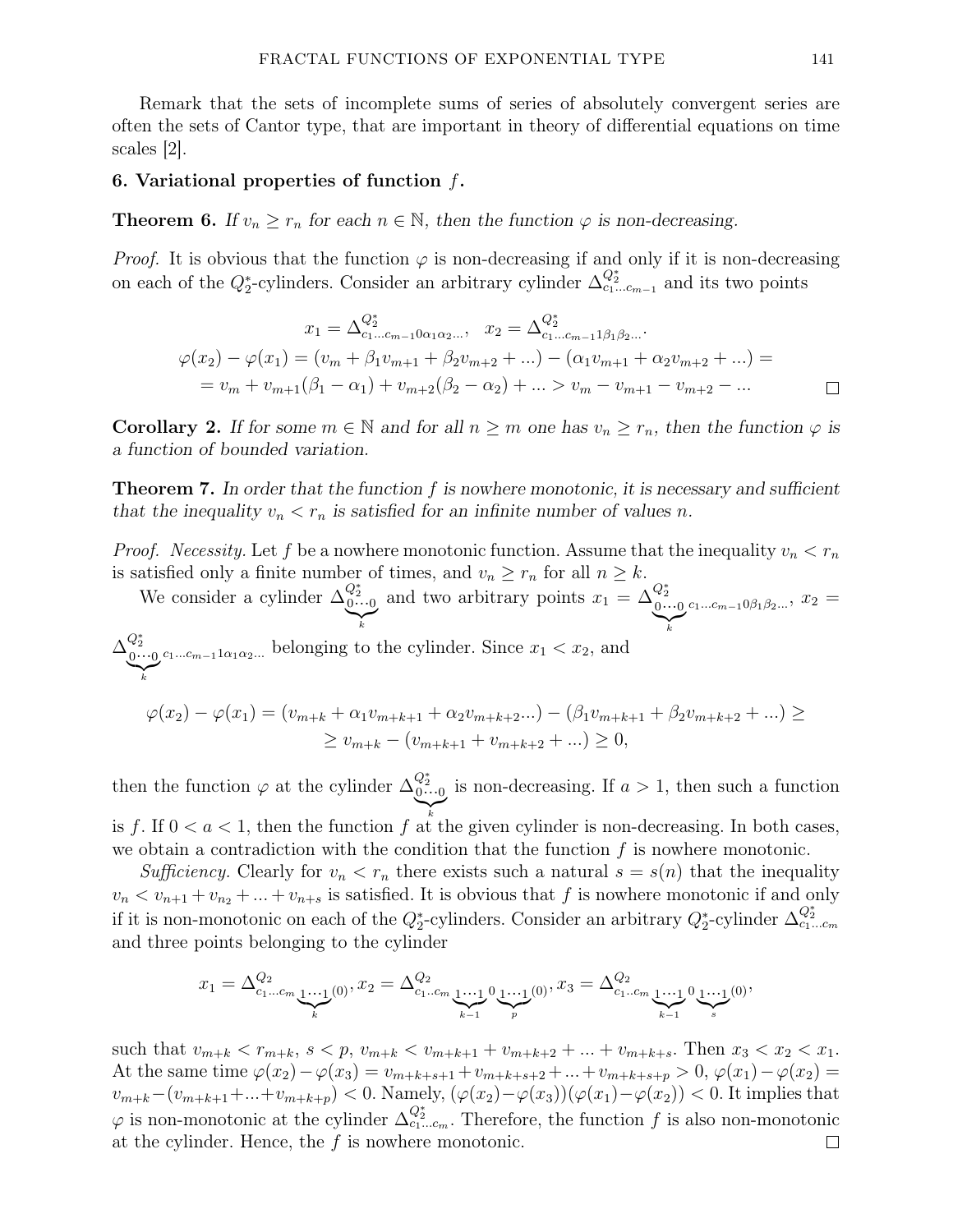Remark that the sets of incomplete sums of series of absolutely convergent series are often the sets of Cantor type, that are important in theory of differential equations on time scales [2].

### 6. Variational properties of function $f$.

**Theorem 6.** *If $v_n \geq r_n$ for each $n \in \mathbb{N}$, then the function $\varphi$ is non-decreasing.*

*Proof.* It is obvious that the function $\varphi$ is non-decreasing if and only if it is non-decreasing on each of the $Q_2^*$-cylinders. Consider an arbitrary cylinder $\Delta^{Q_2^*}_{c_1 \ldots c_{m-1}}$ and its two points

$$x_1 = \Delta^{Q_2^*}_{c_1 \ldots c_{m-1} 0 \alpha_1 \alpha_2 \ldots}, \quad x_2 = \Delta^{Q_2^*}_{c_1 \ldots c_{m-1} 1 \beta_1 \beta_2 \ldots}.$$

$$\varphi(x_2) - \varphi(x_1) = (v_m + \beta_1 v_{m+1} + \beta_2 v_{m+2} + \ldots) - (\alpha_1 v_{m+1} + \alpha_2 v_{m+2} + \ldots) =$$
$$= v_m + v_{m+1}(\beta_1 - \alpha_1) + v_{m+2}(\beta_2 - \alpha_2) + \ldots > v_m - v_{m+1} - v_{m+2} - \ldots$$

$\square$

**Corollary 2.** *If for some $m \in \mathbb{N}$ and for all $n \geq m$ one has $v_n \geq r_n$, then the function $\varphi$ is a function of bounded variation.*

**Theorem 7.** *In order that the function $f$ is nowhere monotonic, it is necessary and sufficient that the inequality $v_n < r_n$ is satisfied for an infinite number of values $n$.*

*Proof. Necessity.* Let $f$ be a nowhere monotonic function. Assume that the inequality $v_n < r_n$ is satisfied only a finite number of times, and $v_n \geq r_n$ for all $n \geq k$.

We consider a cylinder $\Delta^{Q_2^*}_{\underbrace{0 \cdots 0}_{k}}$ and two arbitrary points $x_1 = \Delta^{Q_2^*}_{\underbrace{0 \cdots 0}_{k} c_1 \ldots c_{m-1} 0 \beta_1 \beta_2 \ldots}$, $x_2 = \Delta^{Q_2^*}_{\underbrace{0 \cdots 0}_{k} c_1 \ldots c_{m-1} 1 \alpha_1 \alpha_2 \ldots}$ belonging to the cylinder. Since $x_1 < x_2$, and

$$\varphi(x_2) - \varphi(x_1) = (v_{m+k} + \alpha_1 v_{m+k+1} + \alpha_2 v_{m+k+2} \ldots) - (\beta_1 v_{m+k+1} + \beta_2 v_{m+k+2} + \ldots) \geq$$
$$\geq v_{m+k} - (v_{m+k+1} + v_{m+k+2} + \ldots) \geq 0,$$

then the function $\varphi$ at the cylinder $\Delta^{Q_2^*}_{\underbrace{0 \cdots 0}_{k}}$ is non-decreasing. If $a > 1$, then such a function is $f$. If $0 < a < 1$, then the function $f$ at the given cylinder is non-decreasing. In both cases, we obtain a contradiction with the condition that the function $f$ is nowhere monotonic.

*Sufficiency.* Clearly for $v_n < r_n$ there exists such a natural $s = s(n)$ that the inequality $v_n < v_{n+1} + v_{n_2} + \ldots + v_{n+s}$ is satisfied. It is obvious that $f$ is nowhere monotonic if and only if it is non-monotonic on each of the $Q_2^*$-cylinders. Consider an arbitrary $Q_2^*$-cylinder $\Delta^{Q_2^*}_{c_1 \ldots c_m}$ and three points belonging to the cylinder

$$x_1 = \Delta^{Q_2}_{c_1 \ldots c_m \underbrace{1 \cdots 1}_{k} (0)}, x_2 = \Delta^{Q_2}_{c_1 \ldots c_m \underbrace{1 \cdots 1}_{k-1} 0 \underbrace{1 \cdots 1}_{p} (0)}, x_3 = \Delta^{Q_2}_{c_1 \ldots c_m \underbrace{1 \cdots 1}_{k-1} 0 \underbrace{1 \cdots 1}_{s} (0)},$$

such that $v_{m+k} < r_{m+k}$, $s < p$, $v_{m+k} < v_{m+k+1} + v_{m+k+2} + \ldots + v_{m+k+s}$. Then $x_3 < x_2 < x_1$. At the same time $\varphi(x_2) - \varphi(x_3) = v_{m+k+s+1} + v_{m+k+s+2} + \ldots + v_{m+k+s+p} > 0$, $\varphi(x_1) - \varphi(x_2) = v_{m+k} - (v_{m+k+1} + \ldots + v_{m+k+p}) < 0$. Namely, $(\varphi(x_2) - \varphi(x_3))(\varphi(x_1) - \varphi(x_2)) < 0$. It implies that $\varphi$ is non-monotonic at the cylinder $\Delta^{Q_2^*}_{c_1 \ldots c_m}$. Therefore, the function $f$ is also non-monotonic at the cylinder. Hence, the $f$ is nowhere monotonic. $\square$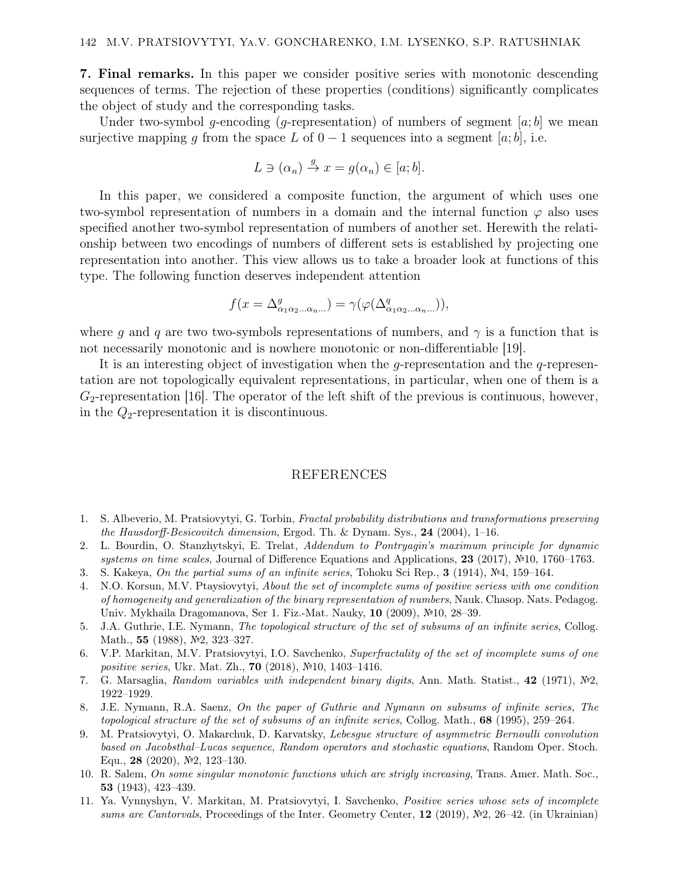**7. Final remarks.** In this paper we consider positive series with monotonic descending sequences of terms. The rejection of these properties (conditions) significantly complicates the object of study and the corresponding tasks.

Under two-symbol $g$-encoding ($g$-representation) of numbers of segment $[a;b]$ we mean surjective mapping $g$ from the space $L$ of $0-1$ sequences into a segment $[a;b]$, i.e.

$$L \ni (\alpha_n) \xrightarrow{g} x = g(\alpha_n) \in [a;b].$$

In this paper, we considered a composite function, the argument of which uses one two-symbol representation of numbers in a domain and the internal function $\varphi$ also uses specified another two-symbol representation of numbers of another set. Herewith the relationship between two encodings of numbers of different sets is established by projecting one representation into another. This view allows us to take a broader look at functions of this type. The following function deserves independent attention

$$f(x = \Delta^{g}_{\alpha_1\alpha_2\ldots\alpha_n\ldots}) = \gamma(\varphi(\Delta^{q}_{\alpha_1\alpha_2\ldots\alpha_n\ldots})),$$

where $g$ and $q$ are two two-symbols representations of numbers, and $\gamma$ is a function that is not necessarily monotonic and is nowhere monotonic or non-differentiable [19].

It is an interesting object of investigation when the $g$-representation and the $q$-representation are not topologically equivalent representations, in particular, when one of them is a $G_2$-representation [16]. The operator of the left shift of the previous is continuous, however, in the $Q_2$-representation it is discontinuous.

## REFERENCES

1. S. Albeverio, M. Pratsiovytyi, G. Torbin, *Fractal probability distributions and transformations preserving the Hausdorff-Besicovitch dimension*, Ergod. Th. & Dynam. Sys., **24** (2004), 1–16.
2. L. Bourdin, O. Stanzhytskyi, E. Trelat, *Addendum to Pontryagin's maximum principle for dynamic systems on time scales*, Journal of Difference Equations and Applications, **23** (2017), №10, 1760–1763.
3. S. Kakeya, *On the partial sums of an infinite series*, Tohoku Sci Rep., **3** (1914), №4, 159–164.
4. N.O. Korsun, M.V. Ptaysiovytyi, *About the set of incomplete sums of positive seriess with one condition of homogeneity and generalization of the binary representation of numbers*, Nauk. Chasop. Nats. Pedagog. Univ. Mykhaila Dragomanova, Ser 1. Fiz.-Mat. Nauky, **10** (2009), №10, 28–39.
5. J.A. Guthrie, I.E. Nymann, *The topological structure of the set of subsums of an infinite series*, Collog. Math., **55** (1988), №2, 323–327.
6. V.P. Markitan, M.V. Pratsiovytyi, I.O. Savchenko, *Superfractality of the set of incomplete sums of one positive series*, Ukr. Mat. Zh., **70** (2018), №10, 1403–1416.
7. G. Marsaglia, *Random variables with independent binary digits*, Ann. Math. Statist., **42** (1971), №2, 1922–1929.
8. J.E. Nymann, R.A. Saenz, *On the paper of Guthrie and Nymann on subsums of infinite series, The topological structure of the set of subsums of an infinite series*, Collog. Math., **68** (1995), 259–264.
9. M. Pratsiovytyi, O. Makarchuk, D. Karvatsky, *Lebesgue structure of asymmetric Bernoulli convolution based on Jacobsthal–Lucas sequence, Random operators and stochastic equations*, Random Oper. Stoch. Equ., **28** (2020), №2, 123–130.
10. R. Salem, *On some singular monotonic functions which are strigly increasing*, Trans. Amer. Math. Soc., **53** (1943), 423–439.
11. Ya. Vynnyshyn, V. Markitan, M. Pratsiovytyi, I. Savchenko, *Positive series whose sets of incomplete sums are Cantorvals*, Proceedings of the Inter. Geometry Center, **12** (2019), №2, 26–42. (in Ukrainian)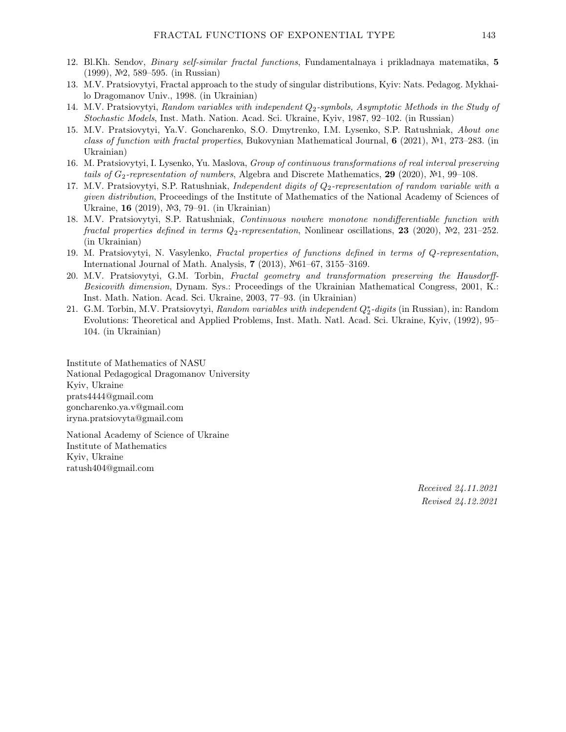12. Bl.Kh. Sendov, *Binary self-similar fractal functions*, Fundamentalnaya i prikladnaya matematika, **5** (1999), №2, 589–595. (in Russian)
13. M.V. Pratsiovytyi, Fractal approach to the study of singular distributions, Kyiv: Nats. Pedagog. Mykhailo Dragomanov Univ., 1998. (in Ukrainian)
14. M.V. Pratsiovytyi, *Random variables with independent $Q_2$-symbols, Asymptotic Methods in the Study of Stochastic Models*, Inst. Math. Nation. Acad. Sci. Ukraine, Kyiv, 1987, 92–102. (in Russian)
15. M.V. Pratsiovytyi, Ya.V. Goncharenko, S.O. Dmytrenko, I.M. Lysenko, S.P. Ratushniak, *About one class of function with fractal properties*, Bukovynian Mathematical Journal, **6** (2021), №1, 273–283. (in Ukrainian)
16. M. Pratsiovytyi, I. Lysenko, Yu. Maslova, *Group of continuous transformations of real interval preserving tails of $G_2$-representation of numbers*, Algebra and Discrete Mathematics, **29** (2020), №1, 99–108.
17. M.V. Pratsiovytyi, S.P. Ratushniak, *Independent digits of $Q_2$-representation of random variable with a given distribution*, Proceedings of the Institute of Mathematics of the National Academy of Sciences of Ukraine, **16** (2019), №3, 79–91. (in Ukrainian)
18. M.V. Pratsiovytyi, S.P. Ratushniak, *Continuous nowhere monotone nondifferentiable function with fractal properties defined in terms $Q_2$-representation*, Nonlinear oscillations, **23** (2020), №2, 231–252. (in Ukrainian)
19. M. Pratsiovytyi, N. Vasylenko, *Fractal properties of functions defined in terms of $Q$-representation*, International Journal of Math. Analysis, **7** (2013), №61–67, 3155–3169.
20. M.V. Pratsiovytyi, G.M. Torbin, *Fractal geometry and transformation preserving the Hausdorff-Besicovith dimension*, Dynam. Sys.: Proceedings of the Ukrainian Mathematical Congress, 2001, K.: Inst. Math. Nation. Acad. Sci. Ukraine, 2003, 77–93. (in Ukrainian)
21. G.M. Torbin, M.V. Pratsiovytyi, *Random variables with independent $Q_2^*$-digits* (in Russian), in: Random Evolutions: Theoretical and Applied Problems, Inst. Math. Natl. Acad. Sci. Ukraine, Kyiv, (1992), 95–104. (in Ukrainian)

Institute of Mathematics of NASU
National Pedagogical Dragomanov University
Kyiv, Ukraine
prats4444@gmail.com
goncharenko.ya.v@gmail.com
iryna.pratsiovyta@gmail.com

National Academy of Science of Ukraine
Institute of Mathematics
Kyiv, Ukraine
ratush404@gmail.com

*Received 24.11.2021*
*Revised 24.12.2021*